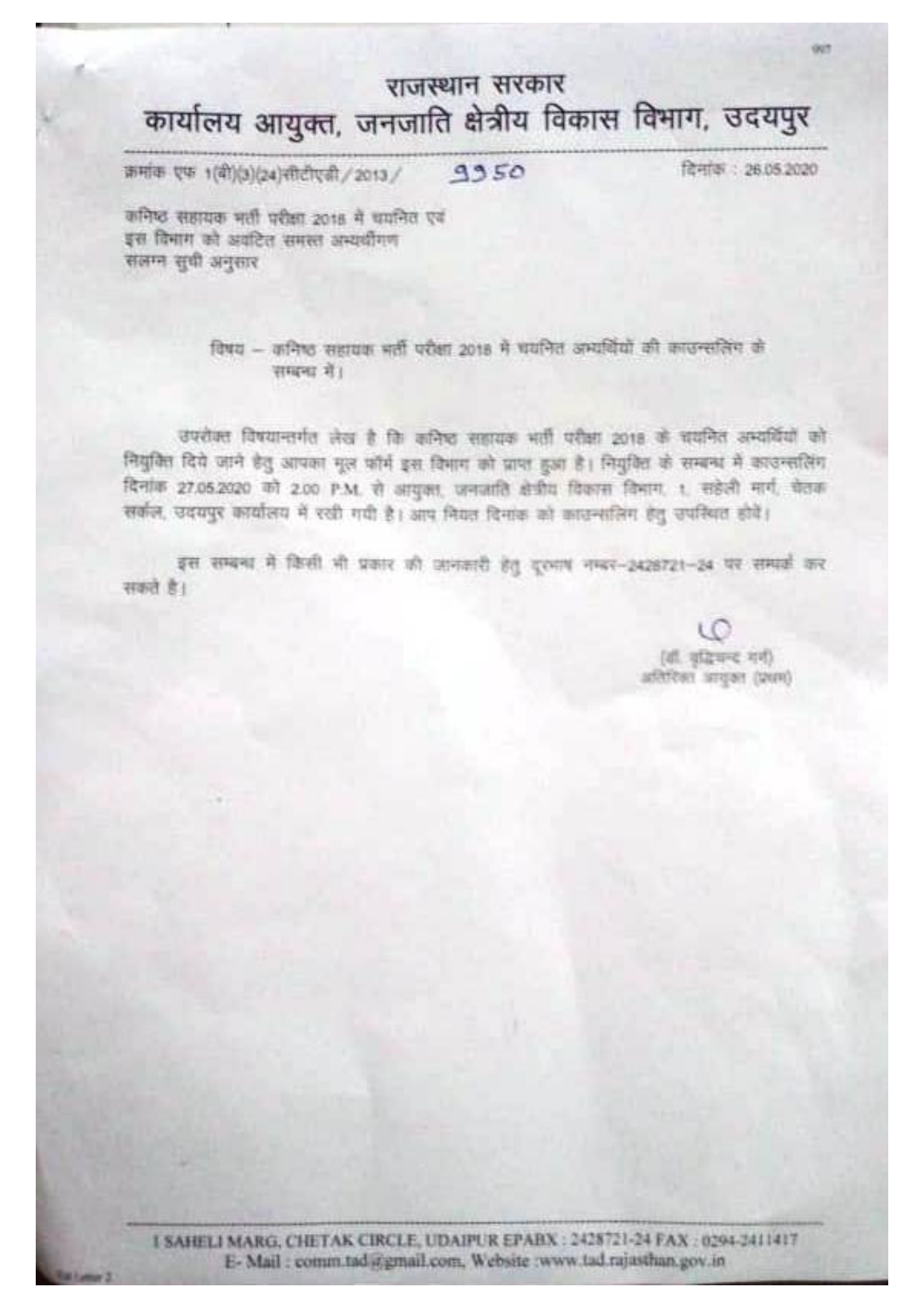# राजस्थान सरकार

## कार्यालय आयुक्त, जनजाति क्षेत्रीय विकास विभाग, उदयपुर

क्रमांक एफ 1(बी)(3)(24)सीटीएडी/2013/ 9950 दिनांक : 26.05.2020

कनिष्ठ सहायक भर्ती परीक्षा 2018 में चयनित एवं
इस विभाग को आवंटित समस्त अभ्यर्थीगण
संलग्न सूची अनुसार

विषय – कनिष्ठ सहायक भर्ती परीक्षा 2018 में चयनित अभ्यर्थियों की काउन्सलिंग के सम्बन्ध में।

उपरोक्त विषयान्तर्गत लेख है कि कनिष्ठ सहायक भर्ती परीक्षा 2018 के चयनित अभ्यर्थियों को नियुक्ति दिये जाने हेतु आपका मूल फॉर्म इस विभाग को प्राप्त हुआ है। नियुक्ति के सम्बन्ध में काउन्सलिंग दिनांक 27.05.2020 को 2.00 P.M. से आयुक्त, जनजाति क्षेत्रीय विकास विभाग, 1, सहेली मार्ग, चेतक सर्कल, उदयपुर कार्यालय में रखी गयी है। आप नियत दिनांक को काउन्सलिंग हेतु उपस्थित होवें।

इस सम्बन्ध में किसी भी प्रकार की जानकारी हेतु दूरभाष नम्बर-2428721-24 पर सम्पर्क कर सकते है।

(डॉ. वृद्धिचन्द गर्ग)
अतिरिक्त आयुक्त (प्रथम)

1 SAHELI MARG, CHETAK CIRCLE, UDAIPUR EPABX : 2428721-24 FAX : 0294-2411417
E-Mail : comm.tad@gmail.com, Website :www.tad.rajasthan.gov.in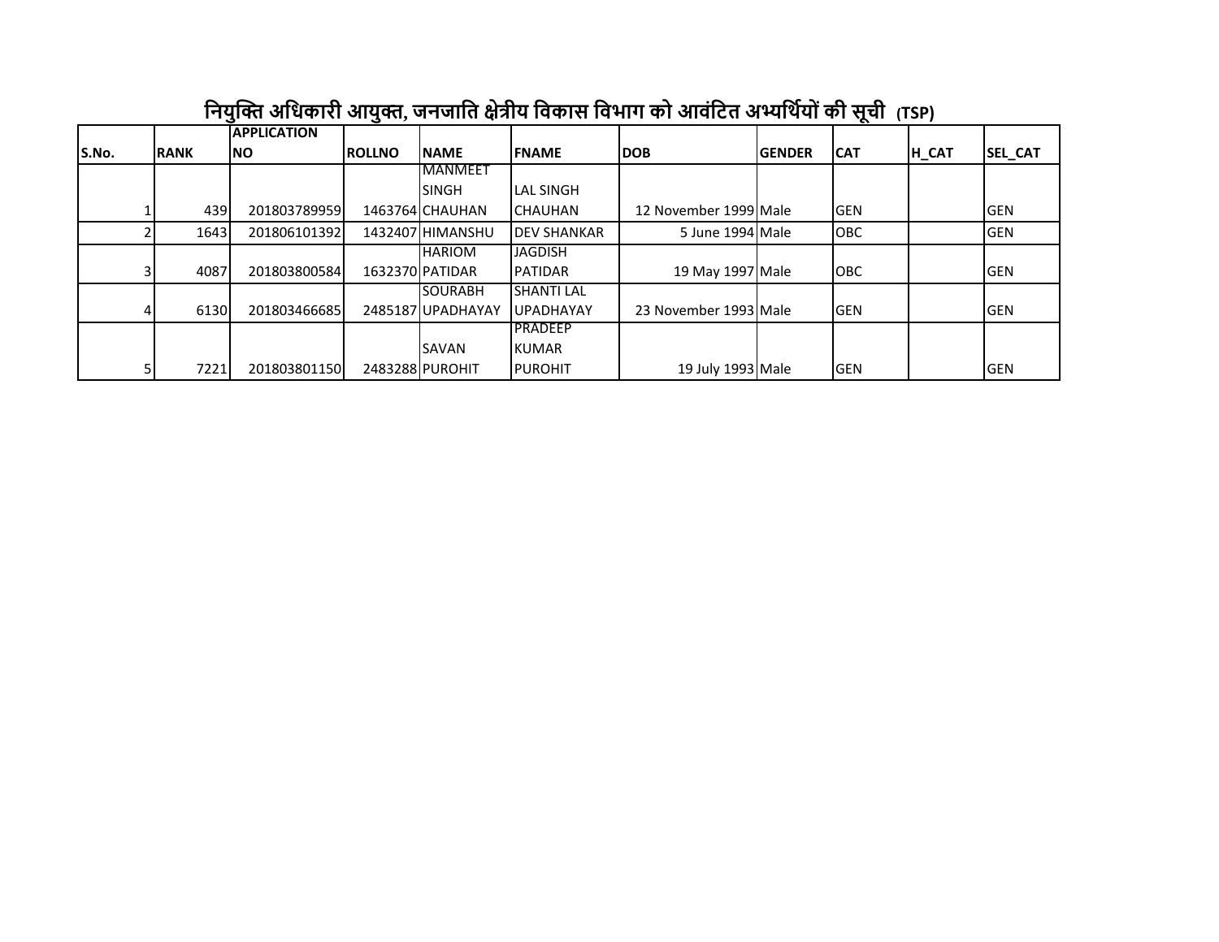## नियुक्ति अधिकारी आयुक्त, जनजाति क्षेत्रीय विकास विभाग को आवंटित अभ्यर्थियों की सूची (TSP)

| S.No. | RANK | APPLICATION NO | ROLLNO | NAME | FNAME | DOB | GENDER | CAT | H_CAT | SEL_CAT |
|---|---|---|---|---|---|---|---|---|---|---|
| 1 | 439 | 201803789959 | 1463764 | MANMEET SINGH CHAUHAN | LAL SINGH CHAUHAN | 12 November 1999 | Male | GEN | | GEN |
| 2 | 1643 | 201806101392 | 1432407 | HIMANSHU | DEV SHANKAR | 5 June 1994 | Male | OBC | | GEN |
| 3 | 4087 | 201803800584 | 1632370 | HARIOM PATIDAR | JAGDISH PATIDAR | 19 May 1997 | Male | OBC | | GEN |
| 4 | 6130 | 201803466685 | 2485187 | SOURABH UPADHAYAY | SHANTI LAL UPADHAYAY | 23 November 1993 | Male | GEN | | GEN |
| 5 | 7221 | 201803801150 | 2483288 | SAVAN PUROHIT | PRADEEP KUMAR PUROHIT | 19 July 1993 | Male | GEN | | GEN |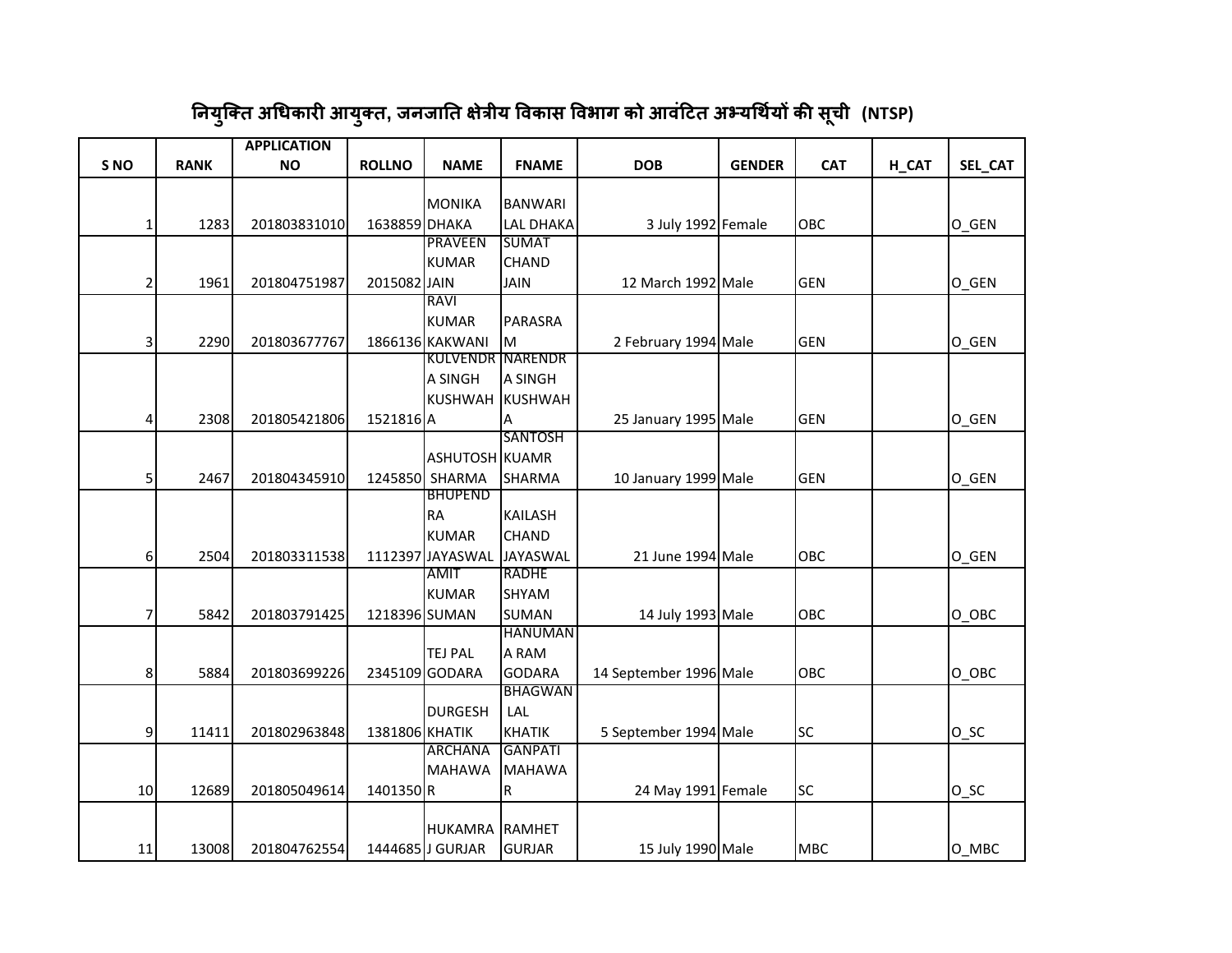## नियुक्ति अधिकारी आयुक्त, जनजाति क्षेत्रीय विकास विभाग को आवंटित अभ्यर्थियों की सूची (NTSP)

| S NO | RANK | APPLICATION NO | ROLLNO | NAME | FNAME | DOB | GENDER | CAT | H_CAT | SEL_CAT |
|---|---|---|---|---|---|---|---|---|---|---|
| 1 | 1283 | 201803831010 | 1638859 | MONIKA DHAKA | BANWARI LAL DHAKA | 3 July 1992 | Female | OBC | | O_GEN |
| 2 | 1961 | 201804751987 | 2015082 | PRAVEEN KUMAR JAIN | SUMAT CHAND JAIN | 12 March 1992 | Male | GEN | | O_GEN |
| 3 | 2290 | 201803677767 | 1866136 | RAVI KUMAR KAKWANI | PARASRAM | 2 February 1994 | Male | GEN | | O_GEN |
| 4 | 2308 | 201805421806 | 1521816 | KULVENDRA SINGH KUSHWAHA | NARENDRA SINGH KUSHWAHA | 25 January 1995 | Male | GEN | | O_GEN |
| 5 | 2467 | 201804345910 | 1245850 | ASHUTOSH SHARMA | SANTOSH KUAMR SHARMA | 10 January 1999 | Male | GEN | | O_GEN |
| 6 | 2504 | 201803311538 | 1112397 | BHUPENDRA KUMAR JAYASWAL | KAILASH CHAND JAYASWAL | 21 June 1994 | Male | OBC | | O_GEN |
| 7 | 5842 | 201803791425 | 1218396 | AMIT KUMAR SUMAN | RADHE SHYAM SUMAN | 14 July 1993 | Male | OBC | | O_OBC |
| 8 | 5884 | 201803699226 | 2345109 | TEJ PAL GODARA | HANUMANA RAM GODARA | 14 September 1996 | Male | OBC | | O_OBC |
| 9 | 11411 | 201802963848 | 1381806 | DURGESH KHATIK | BHAGWAN LAL KHATIK | 5 September 1994 | Male | SC | | O_SC |
| 10 | 12689 | 201805049614 | 1401350 | ARCHANA MAHAWAR | GANPATI MAHAWAR | 24 May 1991 | Female | SC | | O_SC |
| 11 | 13008 | 201804762554 | 1444685 | HUKAMRAJ GURJAR | RAMHET GURJAR | 15 July 1990 | Male | MBC | | O_MBC |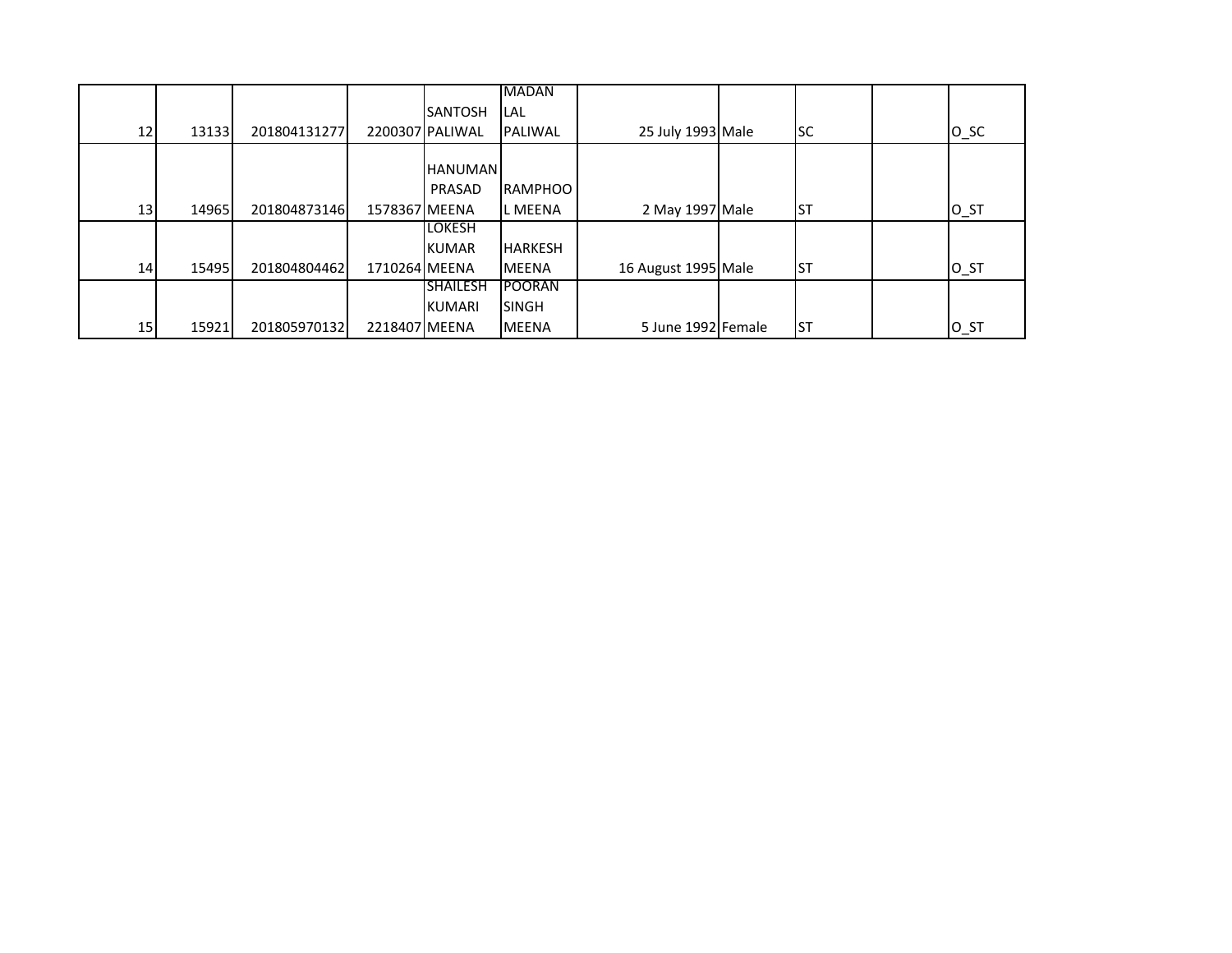| | | | | | | | | | | |
|---|---|---|---|---|---|---|---|---|---|---|
| 12 | 13133 | 201804131277 | 2200307 | SANTOSH PALIWAL | MADAN LAL PALIWAL | 25 July 1993 | Male | SC | | O_SC |
| 13 | 14965 | 201804873146 | 1578367 | HANUMAN PRASAD MEENA | RAMPHOOL MEENA | 2 May 1997 | Male | ST | | O_ST |
| 14 | 15495 | 201804804462 | 1710264 | LOKESH KUMAR MEENA | HARKESH MEENA | 16 August 1995 | Male | ST | | O_ST |
| 15 | 15921 | 201805970132 | 2218407 | SHAILESH KUMARI MEENA | POORAN SINGH MEENA | 5 June 1992 | Female | ST | | O_ST |